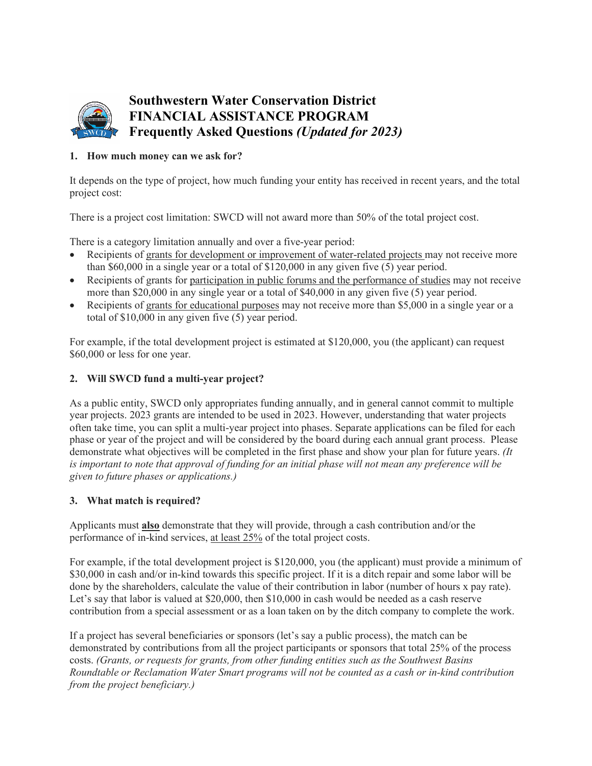# Southwestern Water Conservation District
# FINANCIAL ASSISTANCE PROGRAM
# Frequently Asked Questions *(Updated for 2023)*

**1. How much money can we ask for?**

It depends on the type of project, how much funding your entity has received in recent years, and the total project cost:

There is a project cost limitation: SWCD will not award more than 50% of the total project cost.

There is a category limitation annually and over a five-year period:

- Recipients of <u>grants for development or improvement of water-related projects</u> may not receive more than $60,000 in a single year or a total of $120,000 in any given five (5) year period.
- Recipients of grants for <u>participation in public forums and the performance of studies</u> may not receive more than $20,000 in any single year or a total of $40,000 in any given five (5) year period.
- Recipients of <u>grants for educational purposes</u> may not receive more than $5,000 in a single year or a total of $10,000 in any given five (5) year period.

For example, if the total development project is estimated at $120,000, you (the applicant) can request $60,000 or less for one year.

**2. Will SWCD fund a multi-year project?**

As a public entity, SWCD only appropriates funding annually, and in general cannot commit to multiple year projects. 2023 grants are intended to be used in 2023. However, understanding that water projects often take time, you can split a multi-year project into phases. Separate applications can be filed for each phase or year of the project and will be considered by the board during each annual grant process. Please demonstrate what objectives will be completed in the first phase and show your plan for future years. *(It is important to note that approval of funding for an initial phase will not mean any preference will be given to future phases or applications.)*

**3. What match is required?**

Applicants must <u>**also**</u> demonstrate that they will provide, through a cash contribution and/or the performance of in-kind services, <u>at least 25%</u> of the total project costs.

For example, if the total development project is $120,000, you (the applicant) must provide a minimum of $30,000 in cash and/or in-kind towards this specific project. If it is a ditch repair and some labor will be done by the shareholders, calculate the value of their contribution in labor (number of hours x pay rate). Let's say that labor is valued at $20,000, then $10,000 in cash would be needed as a cash reserve contribution from a special assessment or as a loan taken on by the ditch company to complete the work.

If a project has several beneficiaries or sponsors (let's say a public process), the match can be demonstrated by contributions from all the project participants or sponsors that total 25% of the process costs. *(Grants, or requests for grants, from other funding entities such as the Southwest Basins Roundtable or Reclamation Water Smart programs will not be counted as a cash or in-kind contribution from the project beneficiary.)*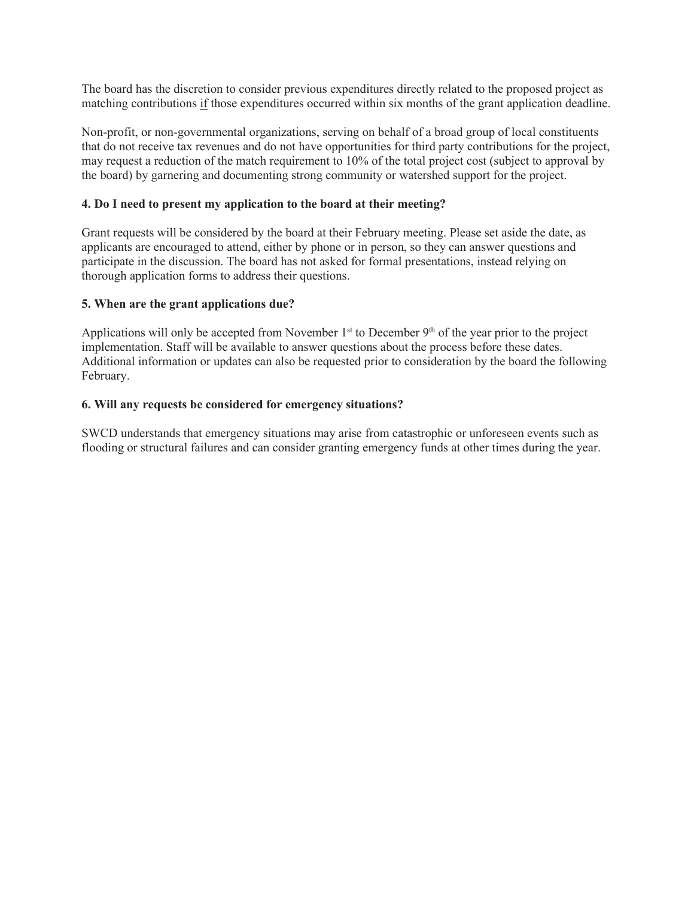The board has the discretion to consider previous expenditures directly related to the proposed project as matching contributions <u>if</u> those expenditures occurred within six months of the grant application deadline.

Non-profit, or non-governmental organizations, serving on behalf of a broad group of local constituents that do not receive tax revenues and do not have opportunities for third party contributions for the project, may request a reduction of the match requirement to 10% of the total project cost (subject to approval by the board) by garnering and documenting strong community or watershed support for the project.

**4. Do I need to present my application to the board at their meeting?**

Grant requests will be considered by the board at their February meeting. Please set aside the date, as applicants are encouraged to attend, either by phone or in person, so they can answer questions and participate in the discussion. The board has not asked for formal presentations, instead relying on thorough application forms to address their questions.

**5. When are the grant applications due?**

Applications will only be accepted from November 1st to December 9th of the year prior to the project implementation. Staff will be available to answer questions about the process before these dates. Additional information or updates can also be requested prior to consideration by the board the following February.

**6. Will any requests be considered for emergency situations?**

SWCD understands that emergency situations may arise from catastrophic or unforeseen events such as flooding or structural failures and can consider granting emergency funds at other times during the year.